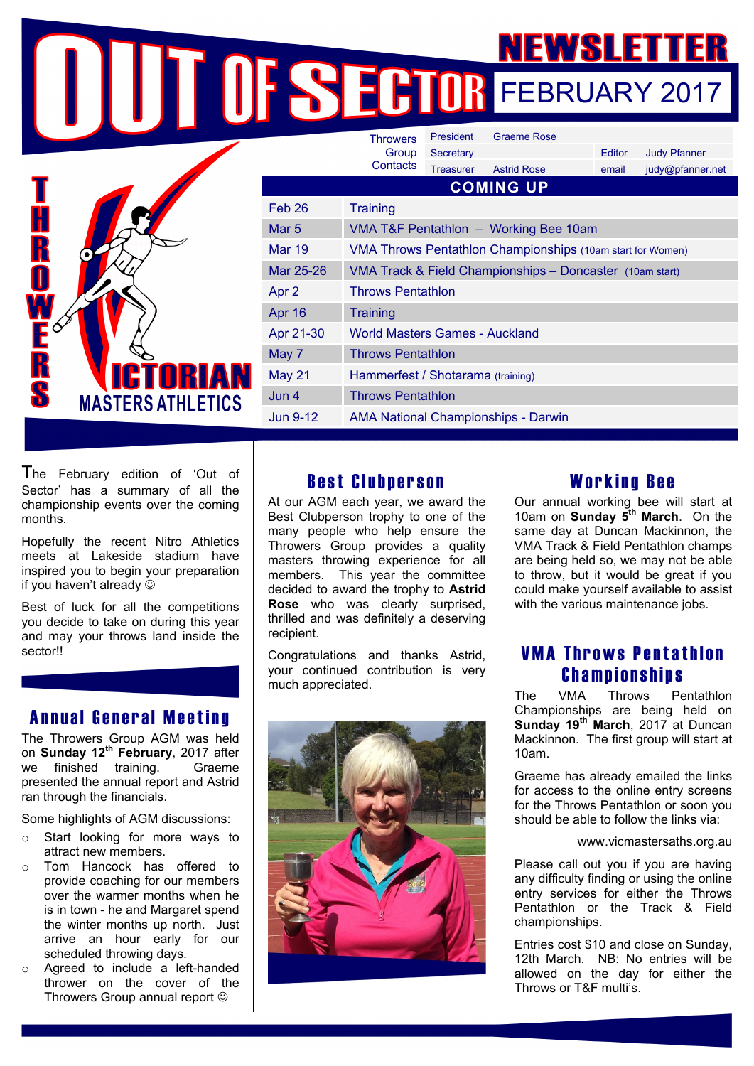# OUT OF SECTOR

## NEWSLETTER FEBRUARY 2017

THROWERS VICTORIAN MASTERS ATHLETICS

| Throwers Group Contacts | | | | |
|---|---|---|---|---|
| President | Graeme Rose | | | |
| Secretary | | | Editor | Judy Pfanner |
| Treasurer | Astrid Rose | | email | judy@pfanner.net |

## COMING UP

| | |
|---|---|
| Feb 26 | Training |
| Mar 5 | VMA T&F Pentathlon – Working Bee 10am |
| Mar 19 | VMA Throws Pentathlon Championships (10am start for Women) |
| Mar 25-26 | VMA Track & Field Championships – Doncaster (10am start) |
| Apr 2 | Throws Pentathlon |
| Apr 16 | Training |
| Apr 21-30 | World Masters Games - Auckland |
| May 7 | Throws Pentathlon |
| May 21 | Hammerfest / Shotarama (training) |
| Jun 4 | Throws Pentathlon |
| Jun 9-12 | AMA National Championships - Darwin |

The February edition of 'Out of Sector' has a summary of all the championship events over the coming months.

Hopefully the recent Nitro Athletics meets at Lakeside stadium have inspired you to begin your preparation if you haven't already ☺

Best of luck for all the competitions you decide to take on during this year and may your throws land inside the sector!!

## Annual General Meeting

The Throwers Group AGM was held on **Sunday 12th February**, 2017 after we finished training. Graeme presented the annual report and Astrid ran through the financials.

Some highlights of AGM discussions:

- Start looking for more ways to attract new members.
- Tom Hancock has offered to provide coaching for our members over the warmer months when he is in town - he and Margaret spend the winter months up north. Just arrive an hour early for our scheduled throwing days.
- Agreed to include a left-handed thrower on the cover of the Throwers Group annual report ☺

## Best Clubperson

At our AGM each year, we award the Best Clubperson trophy to one of the many people who help ensure the Throwers Group provides a quality masters throwing experience for all members. This year the committee decided to award the trophy to **Astrid Rose** who was clearly surprised, thrilled and was definitely a deserving recipient.

Congratulations and thanks Astrid, your continued contribution is very much appreciated.

## Working Bee

Our annual working bee will start at 10am on **Sunday 5th March**. On the same day at Duncan Mackinnon, the VMA Track & Field Pentathlon champs are being held so we may not be able to throw, but it would be great if you could make yourself available to assist with the various maintenance jobs.

## VMA Throws Pentathlon Championships

The VMA Throws Pentathlon Championships are being held on **Sunday 19th March**, 2017 at Duncan Mackinnon. The first group will start at 10am.

Graeme has already emailed the links for access to the online entry screens for the Throws Pentathlon or soon you should be able to follow the links via:

www.vicmastersaths.org.au

Please call out you if you are having any difficulty finding or using the online entry services for either the Throws Pentathlon or the Track & Field championships.

Entries cost $10 and close on Sunday, 12th March. NB: No entries will be allowed on the day for either the Throws or T&F multi's.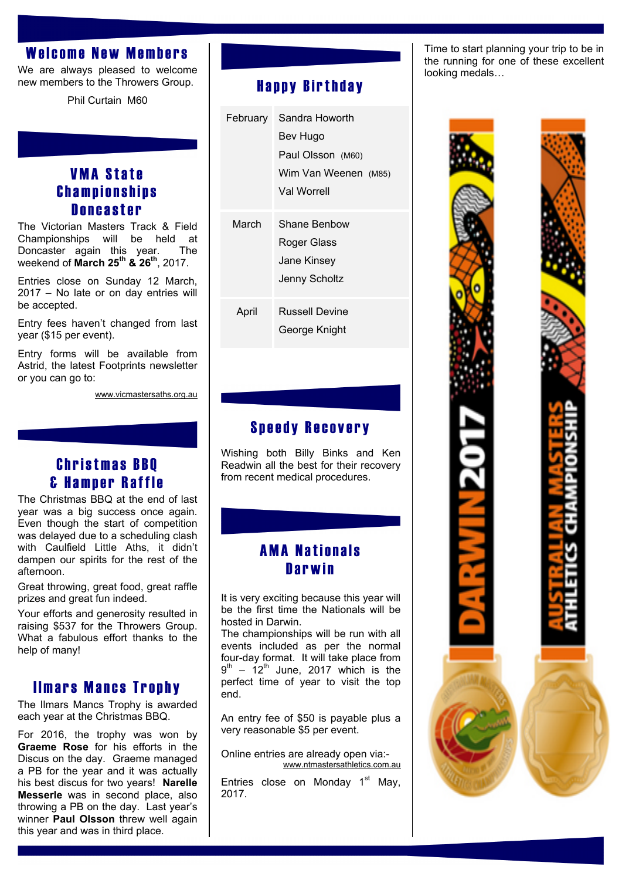## Welcome New Members

We are always pleased to welcome new members to the Throwers Group.

Phil Curtain M60

## VMA State Championships Doncaster

The Victorian Masters Track & Field Championships will be held at Doncaster again this year. The weekend of **March 25th & 26th**, 2017.

Entries close on Sunday 12 March, 2017 – No late or on day entries will be accepted.

Entry fees haven't changed from last year ($15 per event).

Entry forms will be available from Astrid, the latest Footprints newsletter or you can go to:

www.vicmastersaths.org.au

## Christmas BBQ & Hamper Raffle

The Christmas BBQ at the end of last year was a big success once again. Even though the start of competition was delayed due to a scheduling clash with Caulfield Little Aths, it didn't dampen our spirits for the rest of the afternoon.

Great throwing, great food, great raffle prizes and great fun indeed.

Your efforts and generosity resulted in raising $537 for the Throwers Group. What a fabulous effort thanks to the help of many!

## Ilmars Mancs Trophy

The Ilmars Mancs Trophy is awarded each year at the Christmas BBQ.

For 2016, the trophy was won by **Graeme Rose** for his efforts in the Discus on the day. Graeme managed a PB for the year and it was actually his best discus for two years! **Narelle Messerle** was in second place, also throwing a PB on the day. Last year's winner **Paul Olsson** threw well again this year and was in third place.

## Happy Birthday

| | |
|---|---|
| February | Sandra Howorth<br>Bev Hugo<br>Paul Olsson (M60)<br>Wim Van Weenen (M85)<br>Val Worrell |
| March | Shane Benbow<br>Roger Glass<br>Jane Kinsey<br>Jenny Scholtz |
| April | Russell Devine<br>George Knight |

## Speedy Recovery

Wishing both Billy Binks and Ken Readwin all the best for their recovery from recent medical procedures.

## AMA Nationals Darwin

It is very exciting because this year will be the first time the Nationals will be hosted in Darwin.

The championships will be run with all events included as per the normal four-day format. It will take place from 9th – 12th June, 2017 which is the perfect time of year to visit the top end.

An entry fee of $50 is payable plus a very reasonable $5 per event.

Online entries are already open via:-
www.ntmastersathletics.com.au

Entries close on Monday 1st May, 2017.

Time to start planning your trip to be in the running for one of these excellent looking medals…